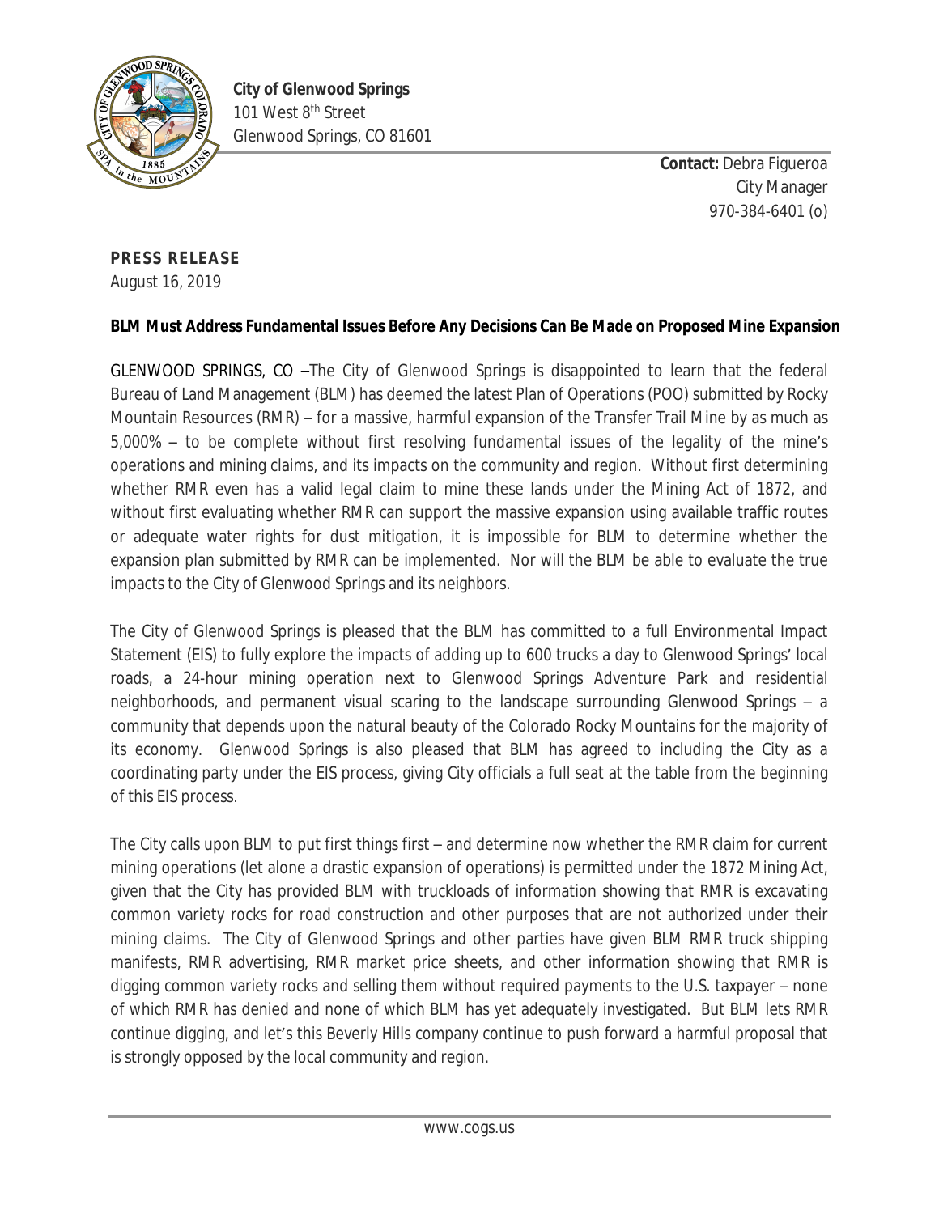**City of Glenwood Springs**
101 West 8th Street
Glenwood Springs, CO 81601

**Contact:** Debra Figueroa
City Manager
970-384-6401 (o)

**PRESS RELEASE**
August 16, 2019

**BLM Must Address Fundamental Issues Before Any Decisions Can Be Made on Proposed Mine Expansion**

GLENWOOD SPRINGS, CO –The City of Glenwood Springs is disappointed to learn that the federal Bureau of Land Management (BLM) has deemed the latest Plan of Operations (POO) submitted by Rocky Mountain Resources (RMR) – for a massive, harmful expansion of the Transfer Trail Mine by as much as 5,000% – to be complete without first resolving fundamental issues of the legality of the mine's operations and mining claims, and its impacts on the community and region. Without first determining whether RMR even has a valid legal claim to mine these lands under the Mining Act of 1872, and without first evaluating whether RMR can support the massive expansion using available traffic routes or adequate water rights for dust mitigation, it is impossible for BLM to determine whether the expansion plan submitted by RMR can be implemented. Nor will the BLM be able to evaluate the true impacts to the City of Glenwood Springs and its neighbors.

The City of Glenwood Springs is pleased that the BLM has committed to a full Environmental Impact Statement (EIS) to fully explore the impacts of adding up to 600 trucks a day to Glenwood Springs' local roads, a 24-hour mining operation next to Glenwood Springs Adventure Park and residential neighborhoods, and permanent visual scaring to the landscape surrounding Glenwood Springs – a community that depends upon the natural beauty of the Colorado Rocky Mountains for the majority of its economy. Glenwood Springs is also pleased that BLM has agreed to including the City as a coordinating party under the EIS process, giving City officials a full seat at the table from the beginning of this EIS process.

The City calls upon BLM to put first things first – and determine now whether the RMR claim for current mining operations (let alone a drastic expansion of operations) is permitted under the 1872 Mining Act, given that the City has provided BLM with truckloads of information showing that RMR is excavating common variety rocks for road construction and other purposes that are not authorized under their mining claims. The City of Glenwood Springs and other parties have given BLM RMR truck shipping manifests, RMR advertising, RMR market price sheets, and other information showing that RMR is digging common variety rocks and selling them without required payments to the U.S. taxpayer – none of which RMR has denied and none of which BLM has yet adequately investigated. But BLM lets RMR continue digging, and let's this Beverly Hills company continue to push forward a harmful proposal that is strongly opposed by the local community and region.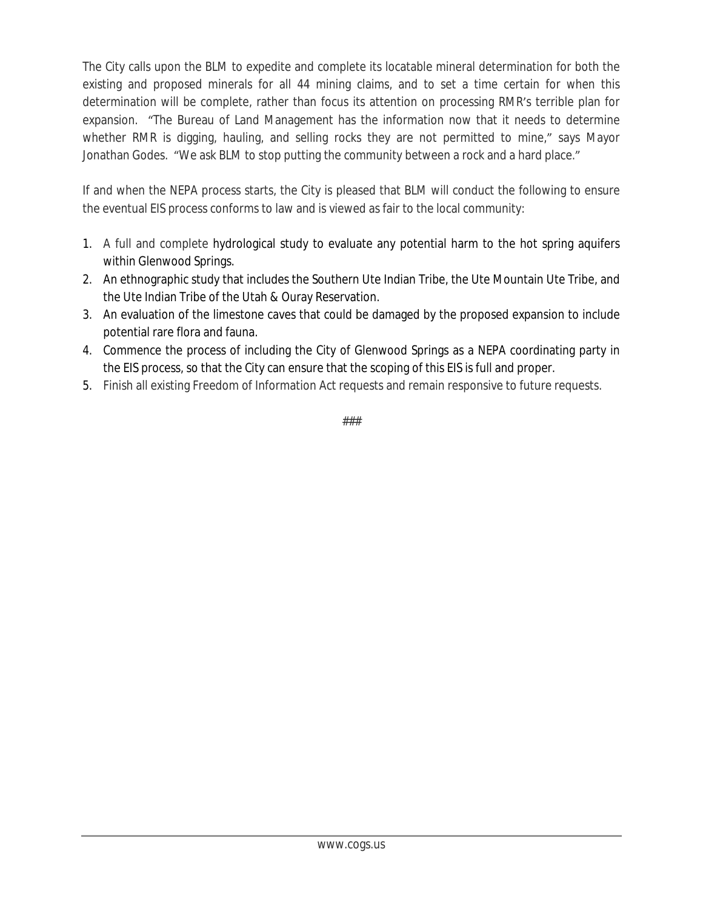The City calls upon the BLM to expedite and complete its locatable mineral determination for both the existing and proposed minerals for all 44 mining claims, and to set a time certain for when this determination will be complete, rather than focus its attention on processing RMR's terrible plan for expansion. "The Bureau of Land Management has the information now that it needs to determine whether RMR is digging, hauling, and selling rocks they are not permitted to mine," says Mayor Jonathan Godes. "We ask BLM to stop putting the community between a rock and a hard place."

If and when the NEPA process starts, the City is pleased that BLM will conduct the following to ensure the eventual EIS process conforms to law and is viewed as fair to the local community:

1. A full and complete hydrological study to evaluate any potential harm to the hot spring aquifers within Glenwood Springs.
2. An ethnographic study that includes the Southern Ute Indian Tribe, the Ute Mountain Ute Tribe, and the Ute Indian Tribe of the Utah & Ouray Reservation.
3. An evaluation of the limestone caves that could be damaged by the proposed expansion to include potential rare flora and fauna.
4. Commence the process of including the City of Glenwood Springs as a NEPA coordinating party in the EIS process, so that the City can ensure that the scoping of this EIS is full and proper.
5. Finish all existing Freedom of Information Act requests and remain responsive to future requests.

###

www.cogs.us